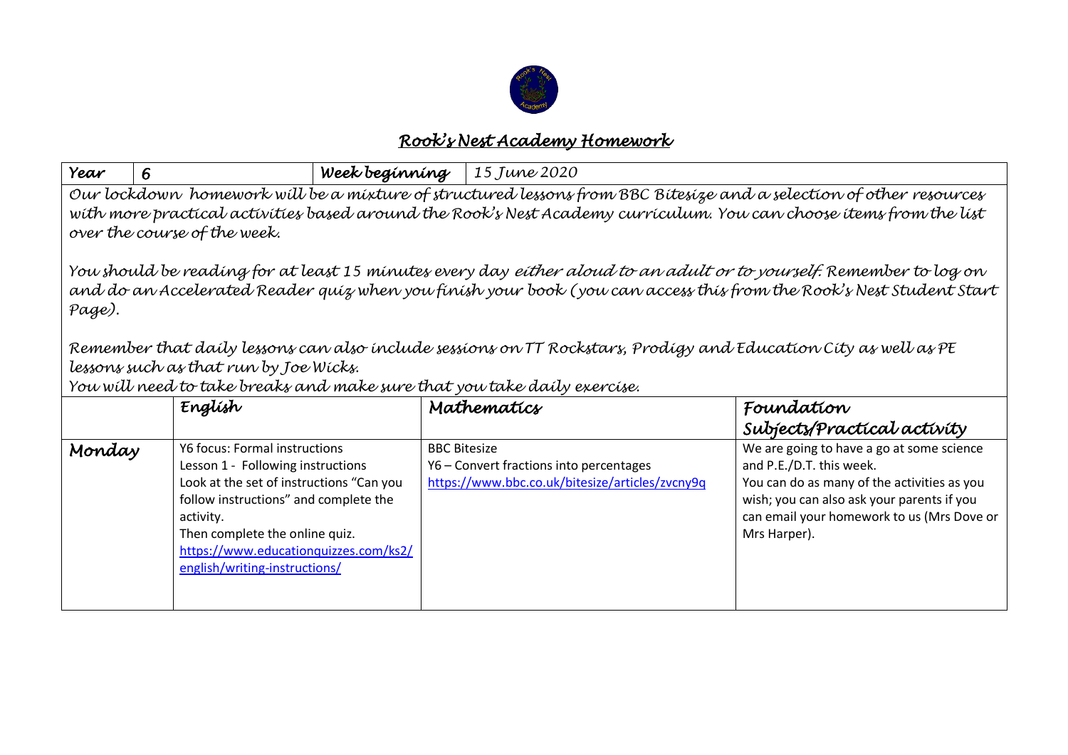# *Rook's Nest Academy Homework*

| *Year* | *6* | *Week beginning* | *15 June 2020* |
|---|---|---|---|

*Our lockdown homework will be a mixture of structured lessons from BBC Bitesize and a selection of other resources with more practical activities based around the Rook's Nest Academy curriculum. You can choose items from the list over the course of the week.*

*You should be reading for at least 15 minutes every day either aloud to an adult or to yourself. Remember to log on and do an Accelerated Reader quiz when you finish your book (you can access this from the Rook's Nest Student Start Page).*

*Remember that daily lessons can also include sessions on TT Rockstars, Prodigy and Education City as well as PE lessons such as that run by Joe Wicks.*
*You will need to take breaks and make sure that you take daily exercise.*

| | *English* | *Mathematics* | *Foundation Subjects/Practical activity* |
|---|---|---|---|
| *Monday* | Y6 focus: Formal instructions<br>Lesson 1 - Following instructions<br>Look at the set of instructions "Can you follow instructions" and complete the activity.<br>Then complete the online quiz.<br>https://www.educationquizzes.com/ks2/english/writing-instructions/ | BBC Bitesize<br>Y6 – Convert fractions into percentages<br>https://www.bbc.co.uk/bitesize/articles/zvcny9q | We are going to have a go at some science and P.E./D.T. this week.<br>You can do as many of the activities as you wish; you can also ask your parents if you can email your homework to us (Mrs Dove or Mrs Harper). |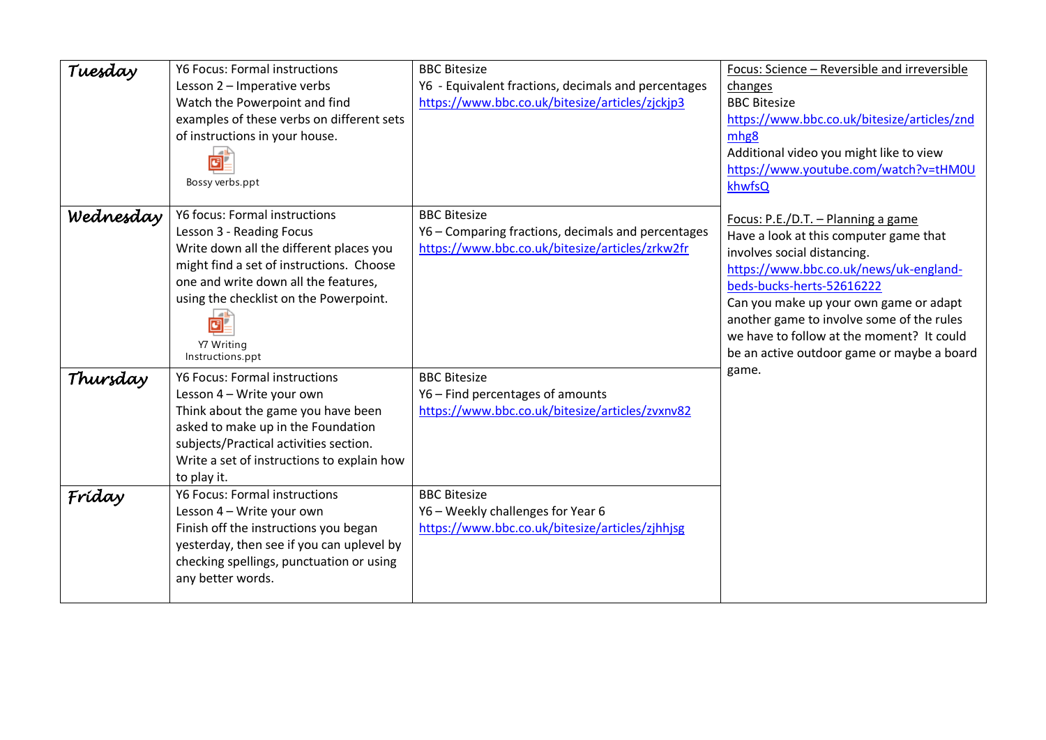| | | | |
|---|---|---|---|
| *Tuesday* | Y6 Focus: Formal instructions<br>Lesson 2 – Imperative verbs<br>Watch the Powerpoint and find examples of these verbs on different sets of instructions in your house.<br>Bossy verbs.ppt | BBC Bitesize<br>Y6 - Equivalent fractions, decimals and percentages<br>https://www.bbc.co.uk/bitesize/articles/zjckjp3 | Focus: Science – Reversible and irreversible changes<br>BBC Bitesize<br>https://www.bbc.co.uk/bitesize/articles/zndmhg8<br>Additional video you might like to view<br>https://www.youtube.com/watch?v=tHM0UkhwfsQ |
| *Wednesday* | Y6 focus: Formal instructions<br>Lesson 3 - Reading Focus<br>Write down all the different places you might find a set of instructions. Choose one and write down all the features, using the checklist on the Powerpoint.<br>Y7 Writing Instructions.ppt | BBC Bitesize<br>Y6 – Comparing fractions, decimals and percentages<br>https://www.bbc.co.uk/bitesize/articles/zrkw2fr | Focus: P.E./D.T. – Planning a game<br>Have a look at this computer game that involves social distancing.<br>https://www.bbc.co.uk/news/uk-england-beds-bucks-herts-52616222<br>Can you make up your own game or adapt another game to involve some of the rules we have to follow at the moment? It could be an active outdoor game or maybe a board game. |
| *Thursday* | Y6 Focus: Formal instructions<br>Lesson 4 – Write your own<br>Think about the game you have been asked to make up in the Foundation subjects/Practical activities section. Write a set of instructions to explain how to play it. | BBC Bitesize<br>Y6 – Find percentages of amounts<br>https://www.bbc.co.uk/bitesize/articles/zvxnv82 | |
| *Friday* | Y6 Focus: Formal instructions<br>Lesson 4 – Write your own<br>Finish off the instructions you began yesterday, then see if you can uplevel by checking spellings, punctuation or using any better words. | BBC Bitesize<br>Y6 – Weekly challenges for Year 6<br>https://www.bbc.co.uk/bitesize/articles/zjhhjsg | |